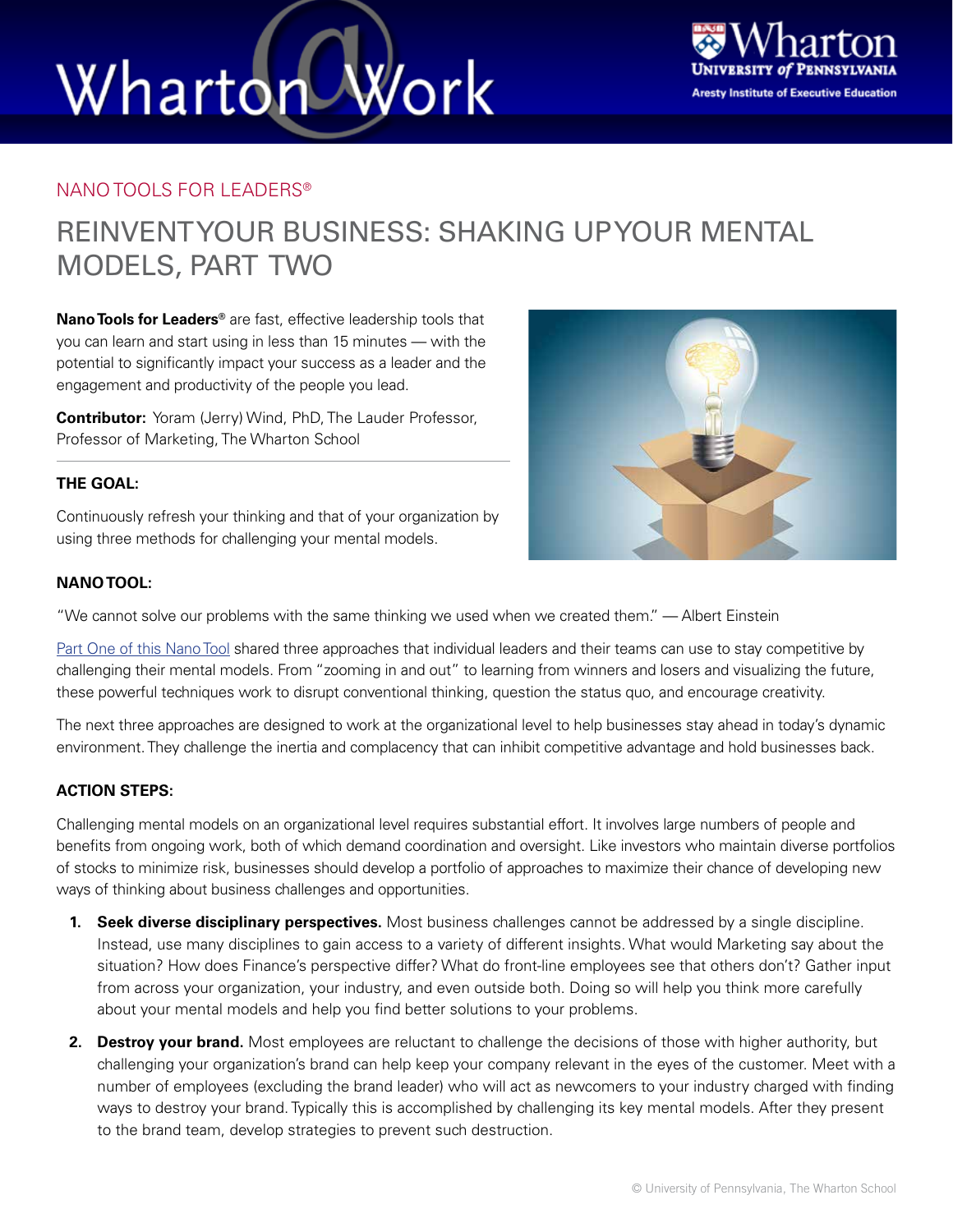NANO TOOLS FOR LEADERS®

# REINVENT YOUR BUSINESS: SHAKING UP YOUR MENTAL MODELS, PART TWO

**Nano Tools for Leaders®** are fast, effective leadership tools that you can learn and start using in less than 15 minutes — with the potential to significantly impact your success as a leader and the engagement and productivity of the people you lead.

**Contributor:** Yoram (Jerry) Wind, PhD, The Lauder Professor, Professor of Marketing, The Wharton School

### THE GOAL:

Continuously refresh your thinking and that of your organization by using three methods for challenging your mental models.

### NANO TOOL:

"We cannot solve our problems with the same thinking we used when we created them." — Albert Einstein

Part One of this Nano Tool shared three approaches that individual leaders and their teams can use to stay competitive by challenging their mental models. From "zooming in and out" to learning from winners and losers and visualizing the future, these powerful techniques work to disrupt conventional thinking, question the status quo, and encourage creativity.

The next three approaches are designed to work at the organizational level to help businesses stay ahead in today's dynamic environment. They challenge the inertia and complacency that can inhibit competitive advantage and hold businesses back.

### ACTION STEPS:

Challenging mental models on an organizational level requires substantial effort. It involves large numbers of people and benefits from ongoing work, both of which demand coordination and oversight. Like investors who maintain diverse portfolios of stocks to minimize risk, businesses should develop a portfolio of approaches to maximize their chance of developing new ways of thinking about business challenges and opportunities.

1. **Seek diverse disciplinary perspectives.** Most business challenges cannot be addressed by a single discipline. Instead, use many disciplines to gain access to a variety of different insights. What would Marketing say about the situation? How does Finance's perspective differ? What do front-line employees see that others don't? Gather input from across your organization, your industry, and even outside both. Doing so will help you think more carefully about your mental models and help you find better solutions to your problems.
2. **Destroy your brand.** Most employees are reluctant to challenge the decisions of those with higher authority, but challenging your organization's brand can help keep your company relevant in the eyes of the customer. Meet with a number of employees (excluding the brand leader) who will act as newcomers to your industry charged with finding ways to destroy your brand. Typically this is accomplished by challenging its key mental models. After they present to the brand team, develop strategies to prevent such destruction.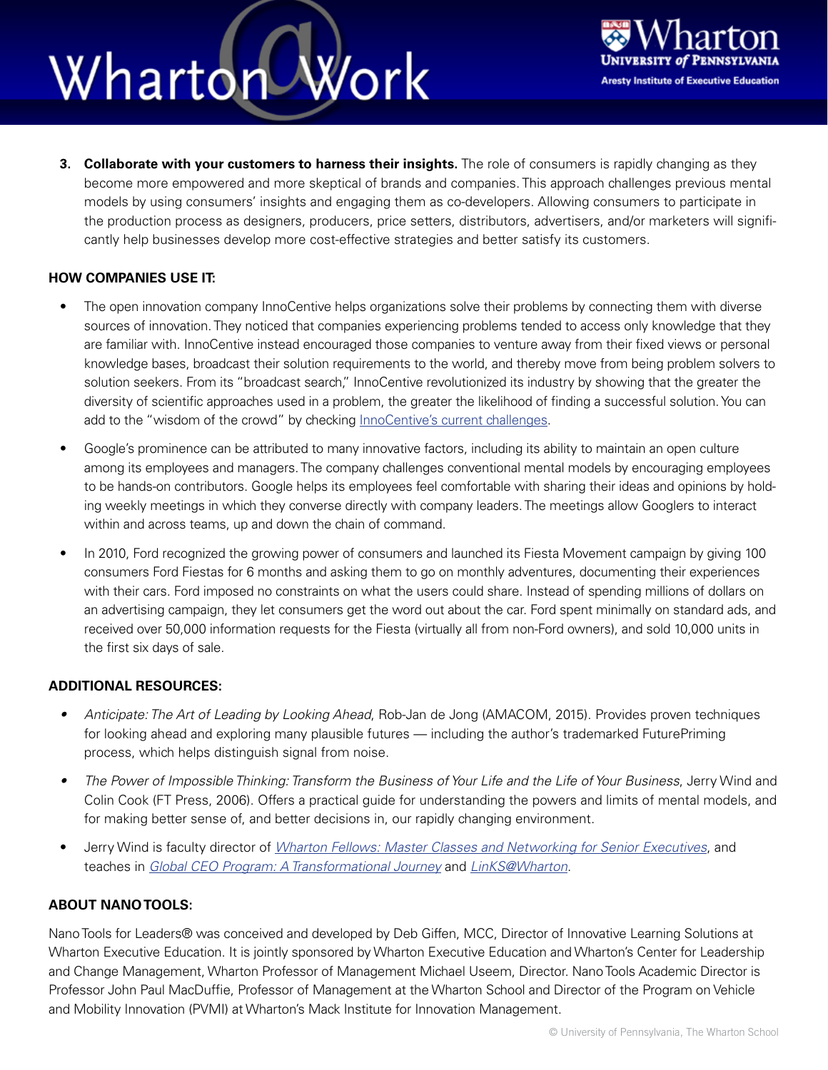3. **Collaborate with your customers to harness their insights.** The role of consumers is rapidly changing as they become more empowered and more skeptical of brands and companies. This approach challenges previous mental models by using consumers' insights and engaging them as co-developers. Allowing consumers to participate in the production process as designers, producers, price setters, distributors, advertisers, and/or marketers will significantly help businesses develop more cost-effective strategies and better satisfy its customers.

**HOW COMPANIES USE IT:**

- The open innovation company InnoCentive helps organizations solve their problems by connecting them with diverse sources of innovation. They noticed that companies experiencing problems tended to access only knowledge that they are familiar with. InnoCentive instead encouraged those companies to venture away from their fixed views or personal knowledge bases, broadcast their solution requirements to the world, and thereby move from being problem solvers to solution seekers. From its "broadcast search," InnoCentive revolutionized its industry by showing that the greater the diversity of scientific approaches used in a problem, the greater the likelihood of finding a successful solution. You can add to the "wisdom of the crowd" by checking InnoCentive's current challenges.
- Google's prominence can be attributed to many innovative factors, including its ability to maintain an open culture among its employees and managers. The company challenges conventional mental models by encouraging employees to be hands-on contributors. Google helps its employees feel comfortable with sharing their ideas and opinions by holding weekly meetings in which they converse directly with company leaders. The meetings allow Googlers to interact within and across teams, up and down the chain of command.
- In 2010, Ford recognized the growing power of consumers and launched its Fiesta Movement campaign by giving 100 consumers Ford Fiestas for 6 months and asking them to go on monthly adventures, documenting their experiences with their cars. Ford imposed no constraints on what the users could share. Instead of spending millions of dollars on an advertising campaign, they let consumers get the word out about the car. Ford spent minimally on standard ads, and received over 50,000 information requests for the Fiesta (virtually all from non-Ford owners), and sold 10,000 units in the first six days of sale.

**ADDITIONAL RESOURCES:**

- *Anticipate: The Art of Leading by Looking Ahead*, Rob-Jan de Jong (AMACOM, 2015). Provides proven techniques for looking ahead and exploring many plausible futures — including the author's trademarked FuturePriming process, which helps distinguish signal from noise.
- *The Power of Impossible Thinking: Transform the Business of Your Life and the Life of Your Business*, Jerry Wind and Colin Cook (FT Press, 2006). Offers a practical guide for understanding the powers and limits of mental models, and for making better sense of, and better decisions in, our rapidly changing environment.
- Jerry Wind is faculty director of *Wharton Fellows: Master Classes and Networking for Senior Executives*, and teaches in *Global CEO Program: A Transformational Journey* and *LinKS@Wharton*.

**ABOUT NANO TOOLS:**

Nano Tools for Leaders® was conceived and developed by Deb Giffen, MCC, Director of Innovative Learning Solutions at Wharton Executive Education. It is jointly sponsored by Wharton Executive Education and Wharton's Center for Leadership and Change Management, Wharton Professor of Management Michael Useem, Director. Nano Tools Academic Director is Professor John Paul MacDuffie, Professor of Management at the Wharton School and Director of the Program on Vehicle and Mobility Innovation (PVMI) at Wharton's Mack Institute for Innovation Management.

© University of Pennsylvania, The Wharton School